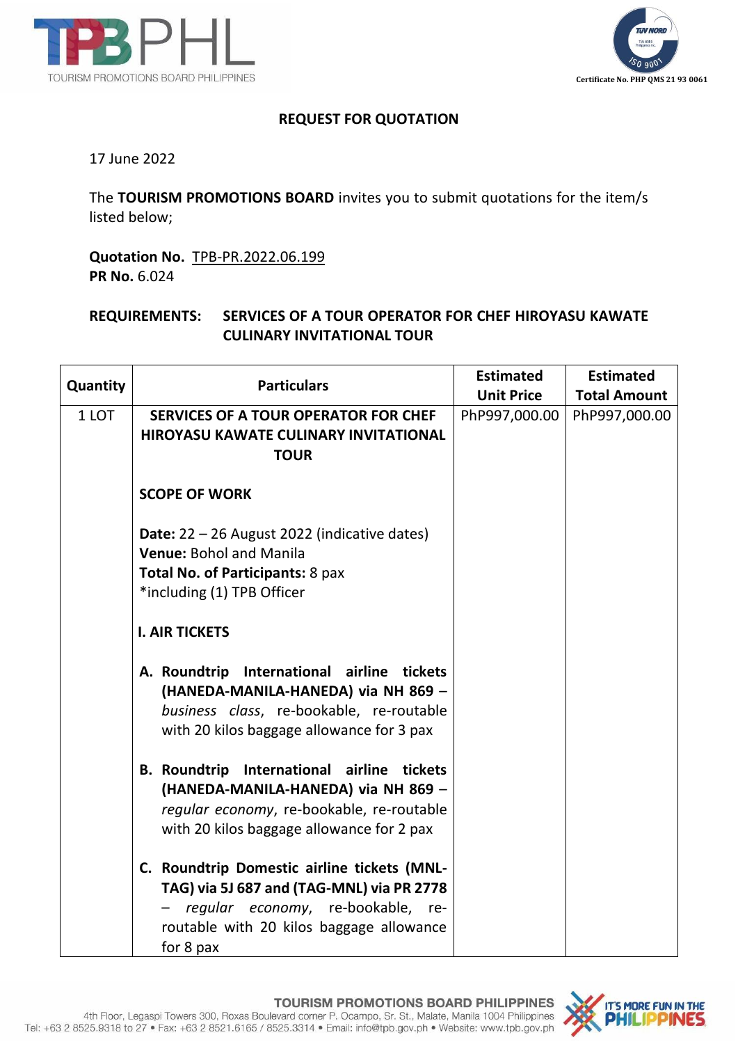## REQUEST FOR QUOTATION

17 June 2022

The **TOURISM PROMOTIONS BOARD** invites you to submit quotations for the item/s listed below;

**Quotation No.** TPB-PR.2022.06.199
**PR No.** 6.024

**REQUIREMENTS:** **SERVICES OF A TOUR OPERATOR FOR CHEF HIROYASU KAWATE CULINARY INVITATIONAL TOUR**

| Quantity | Particulars | Estimated Unit Price | Estimated Total Amount |
|---|---|---|---|
| 1 LOT | **SERVICES OF A TOUR OPERATOR FOR CHEF HIROYASU KAWATE CULINARY INVITATIONAL TOUR**<br><br>**SCOPE OF WORK**<br><br>**Date:** 22 – 26 August 2022 (indicative dates)<br>**Venue:** Bohol and Manila<br>**Total No. of Participants:** 8 pax<br>*including (1) TPB Officer<br><br>**I. AIR TICKETS**<br><br>**A. Roundtrip International airline tickets (HANEDA-MANILA-HANEDA) via NH 869** – *business class*, re-bookable, re-routable with 20 kilos baggage allowance for 3 pax<br><br>**B. Roundtrip International airline tickets (HANEDA-MANILA-HANEDA) via NH 869** – *regular economy*, re-bookable, re-routable with 20 kilos baggage allowance for 2 pax<br><br>**C. Roundtrip Domestic airline tickets (MNL-TAG) via 5J 687 and (TAG-MNL) via PR 2778** – *regular economy*, re-bookable, re-routable with 20 kilos baggage allowance for 8 pax | PhP997,000.00 | PhP997,000.00 |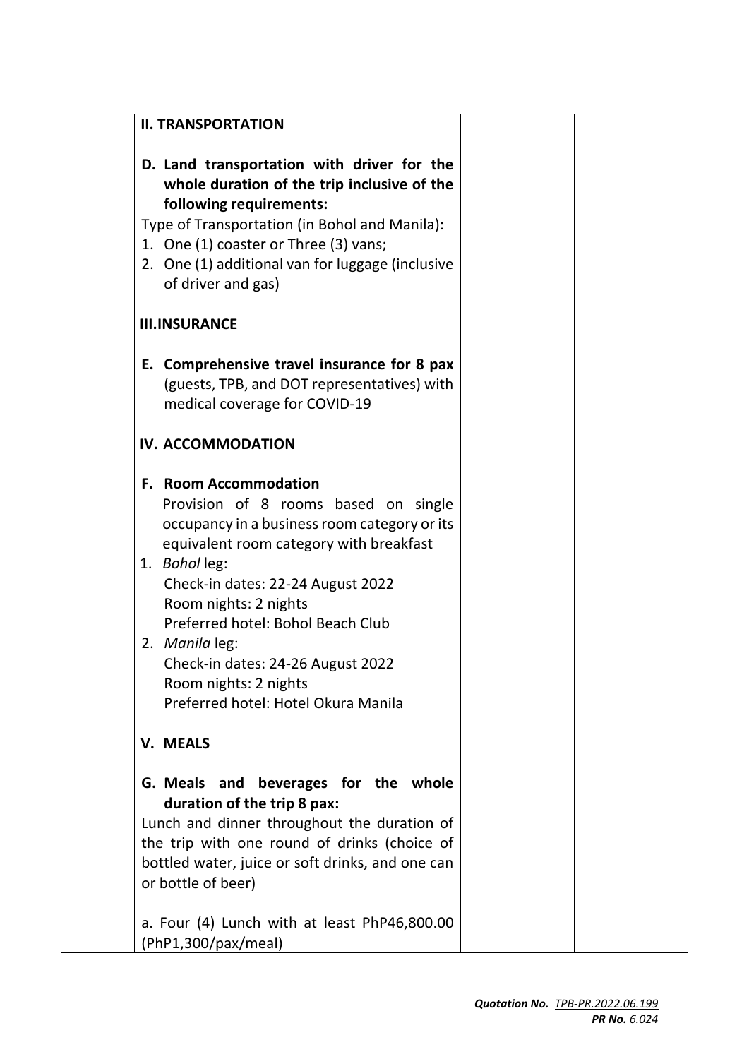| | | | |
|---|---|---|---|
| | **II. TRANSPORTATION**<br><br>**D. Land transportation with driver for the whole duration of the trip inclusive of the following requirements:**<br>Type of Transportation (in Bohol and Manila):<br>1. One (1) coaster or Three (3) vans;<br>2. One (1) additional van for luggage (inclusive of driver and gas)<br><br>**III.INSURANCE**<br><br>**E. Comprehensive travel insurance for 8 pax** (guests, TPB, and DOT representatives) with medical coverage for COVID-19<br><br>**IV. ACCOMMODATION**<br><br>**F. Room Accommodation**<br>Provision of 8 rooms based on single occupancy in a business room category or its equivalent room category with breakfast<br>1. *Bohol* leg:<br>Check-in dates: 22-24 August 2022<br>Room nights: 2 nights<br>Preferred hotel: Bohol Beach Club<br>2. *Manila* leg:<br>Check-in dates: 24-26 August 2022<br>Room nights: 2 nights<br>Preferred hotel: Hotel Okura Manila<br><br>**V. MEALS**<br><br>**G. Meals and beverages for the whole duration of the trip 8 pax:**<br>Lunch and dinner throughout the duration of the trip with one round of drinks (choice of bottled water, juice or soft drinks, and one can or bottle of beer)<br><br>a. Four (4) Lunch with at least PhP46,800.00 (PhP1,300/pax/meal) | | |

***Quotation No.*** *TPB-PR.2022.06.199*
***PR No.*** *6.024*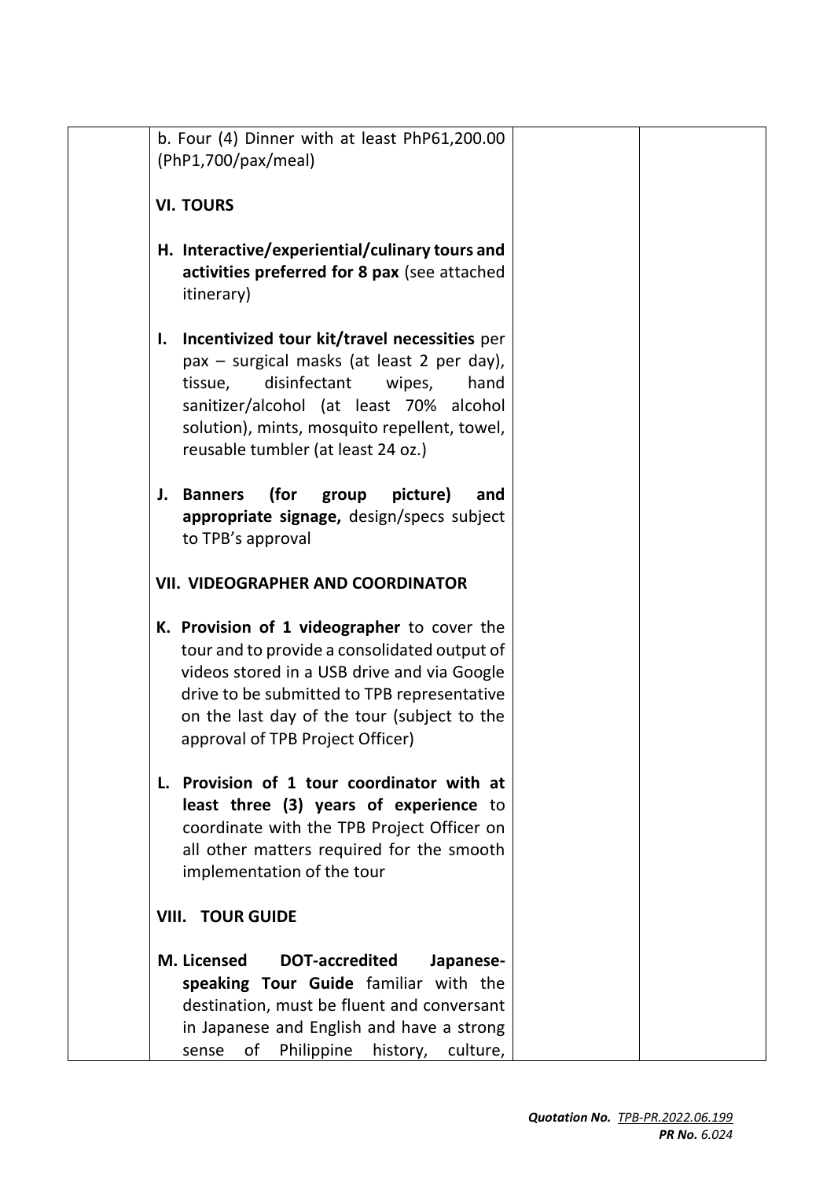| | | | |
|---|---|---|---|
| | b. Four (4) Dinner with at least PhP61,200.00 (PhP1,700/pax/meal)<br><br>**VI. TOURS**<br><br>**H. Interactive/experiential/culinary tours and activities preferred for 8 pax** (see attached itinerary)<br><br>**I. Incentivized tour kit/travel necessities** per pax – surgical masks (at least 2 per day), tissue, disinfectant wipes, hand sanitizer/alcohol (at least 70% alcohol solution), mints, mosquito repellent, towel, reusable tumbler (at least 24 oz.)<br><br>**J. Banners (for group picture) and appropriate signage,** design/specs subject to TPB's approval<br><br>**VII. VIDEOGRAPHER AND COORDINATOR**<br><br>**K. Provision of 1 videographer** to cover the tour and to provide a consolidated output of videos stored in a USB drive and via Google drive to be submitted to TPB representative on the last day of the tour (subject to the approval of TPB Project Officer)<br><br>**L. Provision of 1 tour coordinator with at least three (3) years of experience** to coordinate with the TPB Project Officer on all other matters required for the smooth implementation of the tour<br><br>**VIII. TOUR GUIDE**<br><br>**M. Licensed DOT-accredited Japanese-speaking Tour Guide** familiar with the destination, must be fluent and conversant in Japanese and English and have a strong sense of Philippine history, culture, | | |

***Quotation No.*** *TPB-PR.2022.06.199*
***PR No.*** *6.024*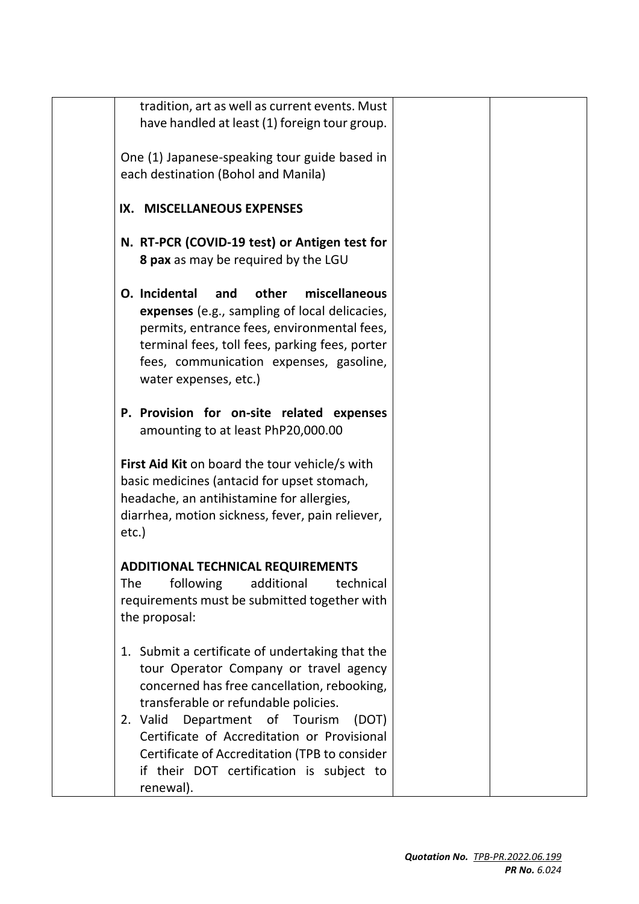| | | | |
|---|---|---|---|
| | tradition, art as well as current events. Must have handled at least (1) foreign tour group.<br><br>One (1) Japanese-speaking tour guide based in each destination (Bohol and Manila)<br><br>**IX. MISCELLANEOUS EXPENSES**<br><br>**N. RT-PCR (COVID-19 test) or Antigen test for 8 pax** as may be required by the LGU<br><br>**O. Incidental and other miscellaneous expenses** (e.g., sampling of local delicacies, permits, entrance fees, environmental fees, terminal fees, toll fees, parking fees, porter fees, communication expenses, gasoline, water expenses, etc.)<br><br>**P. Provision for on-site related expenses** amounting to at least PhP20,000.00<br><br>**First Aid Kit** on board the tour vehicle/s with basic medicines (antacid for upset stomach, headache, an antihistamine for allergies, diarrhea, motion sickness, fever, pain reliever, etc.)<br><br>**ADDITIONAL TECHNICAL REQUIREMENTS**<br>The following additional technical requirements must be submitted together with the proposal:<br><br>1. Submit a certificate of undertaking that the tour Operator Company or travel agency concerned has free cancellation, rebooking, transferable or refundable policies.<br>2. Valid Department of Tourism (DOT) Certificate of Accreditation or Provisional Certificate of Accreditation (TPB to consider if their DOT certification is subject to renewal). | | |

***Quotation No.*** *TPB-PR.2022.06.199*
***PR No.*** *6.024*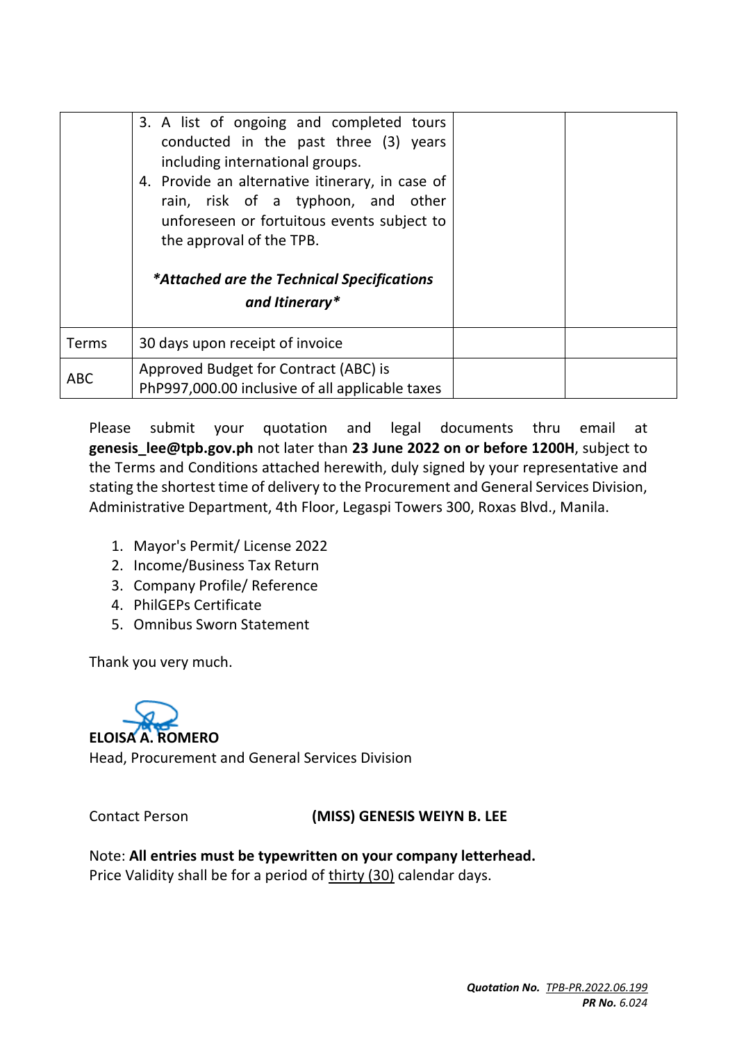| | | | |
|---|---|---|---|
| | 3. A list of ongoing and completed tours conducted in the past three (3) years including international groups.<br>4. Provide an alternative itinerary, in case of rain, risk of a typhoon, and other unforeseen or fortuitous events subject to the approval of the TPB.<br><br>***Attached are the Technical Specifications and Itinerary*** | | |
| Terms | 30 days upon receipt of invoice | | |
| ABC | Approved Budget for Contract (ABC) is PhP997,000.00 inclusive of all applicable taxes | | |

Please submit your quotation and legal documents thru email at **genesis_lee@tpb.gov.ph** not later than **23 June 2022 on or before 1200H**, subject to the Terms and Conditions attached herewith, duly signed by your representative and stating the shortest time of delivery to the Procurement and General Services Division, Administrative Department, 4th Floor, Legaspi Towers 300, Roxas Blvd., Manila.

1. Mayor's Permit/ License 2022
2. Income/Business Tax Return
3. Company Profile/ Reference
4. PhilGEPs Certificate
5. Omnibus Sworn Statement

Thank you very much.

**ELOISA A. ROMERO**
Head, Procurement and General Services Division

Contact Person **(MISS) GENESIS WEIYN B. LEE**

Note: **All entries must be typewritten on your company letterhead.**
Price Validity shall be for a period of thirty (30) calendar days.

***Quotation No.*** *TPB-PR.2022.06.199*
***PR No.*** *6.024*